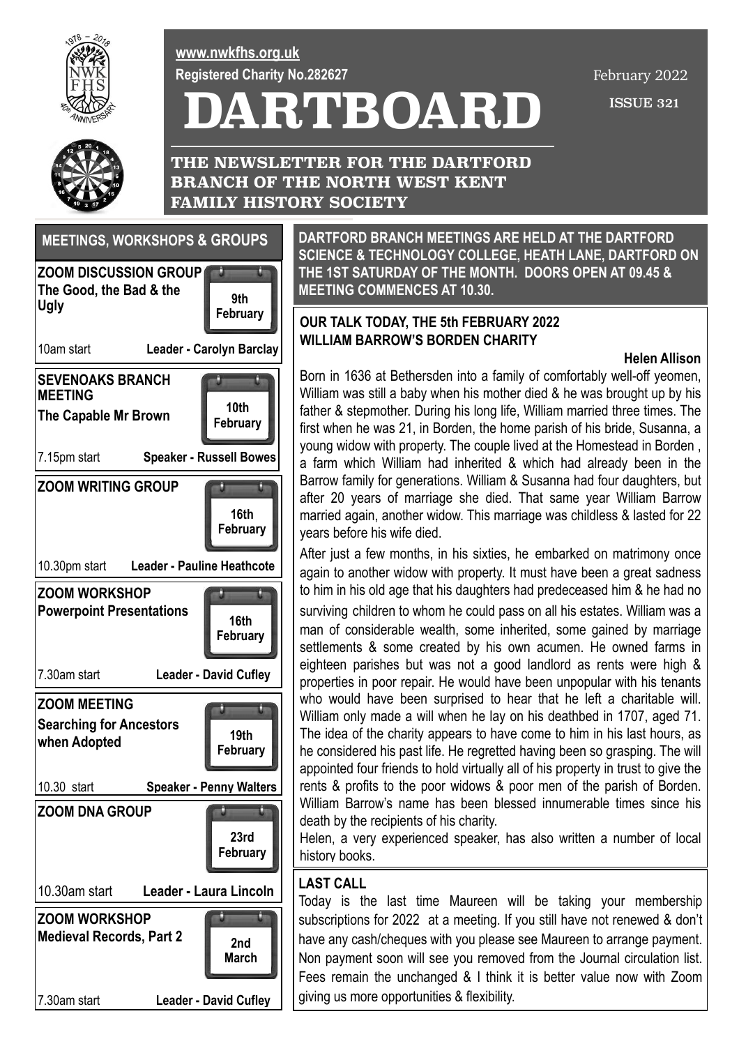www.nwkfhs.org.uk

Registered Charity No.282627

February 2022

ISSUE 321

# DARTBOARD

## THE NEWSLETTER FOR THE DARTFORD BRANCH OF THE NORTH WEST KENT FAMILY HISTORY SOCIETY

## MEETINGS, WORKSHOPS & GROUPS

**ZOOM DISCUSSION GROUP**
**The Good, the Bad & the Ugly**
**9th February**
10am start — **Leader - Carolyn Barclay**

**SEVENOAKS BRANCH MEETING**
**The Capable Mr Brown**
**10th February**
7.15pm start — **Speaker - Russell Bowes**

**ZOOM WRITING GROUP**
**16th February**
10.30pm start — **Leader - Pauline Heathcote**

**ZOOM WORKSHOP**
**Powerpoint Presentations**
**16th February**
7.30am start — **Leader - David Cufley**

**ZOOM MEETING**
**Searching for Ancestors when Adopted**
**19th February**
10.30 start — **Speaker - Penny Walters**

**ZOOM DNA GROUP**
**23rd February**
10.30am start — **Leader - Laura Lincoln**

**ZOOM WORKSHOP**
**Medieval Records, Part 2**
**2nd March**
7.30am start — **Leader - David Cufley**

**DARTFORD BRANCH MEETINGS ARE HELD AT THE DARTFORD SCIENCE & TECHNOLOGY COLLEGE, HEATH LANE, DARTFORD ON THE 1ST SATURDAY OF THE MONTH. DOORS OPEN AT 09.45 & MEETING COMMENCES AT 10.30.**

### OUR TALK TODAY, THE 5th FEBRUARY 2022 WILLIAM BARROW'S BORDEN CHARITY

**Helen Allison**

Born in 1636 at Bethersden into a family of comfortably well-off yeomen, William was still a baby when his mother died & he was brought up by his father & stepmother. During his long life, William married three times. The first when he was 21, in Borden, the home parish of his bride, Susanna, a young widow with property. The couple lived at the Homestead in Borden , a farm which William had inherited & which had already been in the Barrow family for generations. William & Susanna had four daughters, but after 20 years of marriage she died. That same year William Barrow married again, another widow. This marriage was childless & lasted for 22 years before his wife died.

After just a few months, in his sixties, he embarked on matrimony once again to another widow with property. It must have been a great sadness to him in his old age that his daughters had predeceased him & he had no surviving children to whom he could pass on all his estates. William was a man of considerable wealth, some inherited, some gained by marriage settlements & some created by his own acumen. He owned farms in eighteen parishes but was not a good landlord as rents were high & properties in poor repair. He would have been unpopular with his tenants who would have been surprised to hear that he left a charitable will. William only made a will when he lay on his deathbed in 1707, aged 71. The idea of the charity appears to have come to him in his last hours, as he considered his past life. He regretted having been so grasping. The will appointed four friends to hold virtually all of his property in trust to give the rents & profits to the poor widows & poor men of the parish of Borden. William Barrow's name has been blessed innumerable times since his death by the recipients of his charity.

Helen, a very experienced speaker, has also written a number of local history books.

### LAST CALL

Today is the last time Maureen will be taking your membership subscriptions for 2022 at a meeting. If you still have not renewed & don't have any cash/cheques with you please see Maureen to arrange payment. Non payment soon will see you removed from the Journal circulation list. Fees remain the unchanged & I think it is better value now with Zoom giving us more opportunities & flexibility.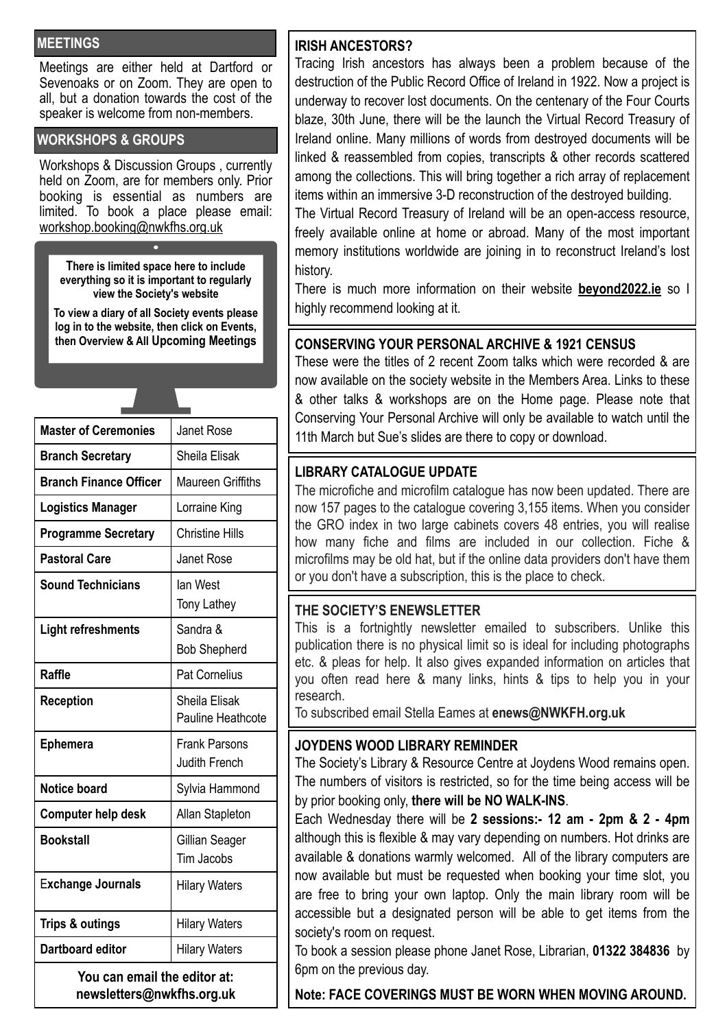## MEETINGS

Meetings are either held at Dartford or Sevenoaks or on Zoom. They are open to all, but a donation towards the cost of the speaker is welcome from non-members.

## WORKSHOPS & GROUPS

Workshops & Discussion Groups , currently held on Zoom, are for members only. Prior booking is essential as numbers are limited. To book a place please email: workshop.booking@nwkfhs.org.uk

**There is limited space here to include everything so it is important to regularly view the Society's website**

**To view a diary of all Society events please log in to the website, then click on Events, then Overview & All Upcoming Meetings**

| | |
|---|---|
| **Master of Ceremonies** | Janet Rose |
| **Branch Secretary** | Sheila Elisak |
| **Branch Finance Officer** | Maureen Griffiths |
| **Logistics Manager** | Lorraine King |
| **Programme Secretary** | Christine Hills |
| **Pastoral Care** | Janet Rose |
| **Sound Technicians** | Ian West<br>Tony Lathey |
| **Light refreshments** | Sandra &<br>Bob Shepherd |
| **Raffle** | Pat Cornelius |
| **Reception** | Sheila Elisak<br>Pauline Heathcote |
| **Ephemera** | Frank Parsons<br>Judith French |
| **Notice board** | Sylvia Hammond |
| **Computer help desk** | Allan Stapleton |
| **Bookstall** | Gillian Seager<br>Tim Jacobs |
| **Exchange Journals** | Hilary Waters |
| **Trips & outings** | Hilary Waters |
| **Dartboard editor** | Hilary Waters |

**You can email the editor at: newsletters@nwkfhs.org.uk**

## IRISH ANCESTORS?

Tracing Irish ancestors has always been a problem because of the destruction of the Public Record Office of Ireland in 1922. Now a project is underway to recover lost documents. On the centenary of the Four Courts blaze, 30th June, there will be the launch the Virtual Record Treasury of Ireland online. Many millions of words from destroyed documents will be linked & reassembled from copies, transcripts & other records scattered among the collections. This will bring together a rich array of replacement items within an immersive 3-D reconstruction of the destroyed building.

The Virtual Record Treasury of Ireland will be an open-access resource, freely available online at home or abroad. Many of the most important memory institutions worldwide are joining in to reconstruct Ireland's lost history.

There is much more information on their website **beyond2022.ie** so I highly recommend looking at it.

## CONSERVING YOUR PERSONAL ARCHIVE & 1921 CENSUS

These were the titles of 2 recent Zoom talks which were recorded & are now available on the society website in the Members Area. Links to these & other talks & workshops are on the Home page. Please note that Conserving Your Personal Archive will only be available to watch until the 11th March but Sue's slides are there to copy or download.

## LIBRARY CATALOGUE UPDATE

The microfiche and microfilm catalogue has now been updated. There are now 157 pages to the catalogue covering 3,155 items. When you consider the GRO index in two large cabinets covers 48 entries, you will realise how many fiche and films are included in our collection. Fiche & microfilms may be old hat, but if the online data providers don't have them or you don't have a subscription, this is the place to check.

## THE SOCIETY'S ENEWSLETTER

This is a fortnightly newsletter emailed to subscribers. Unlike this publication there is no physical limit so is ideal for including photographs etc. & pleas for help. It also gives expanded information on articles that you often read here & many links, hints & tips to help you in your research.

To subscribed email Stella Eames at **enews@NWKFH.org.uk**

## JOYDENS WOOD LIBRARY REMINDER

The Society's Library & Resource Centre at Joydens Wood remains open. The numbers of visitors is restricted, so for the time being access will be by prior booking only, **there will be NO WALK-INS**.

Each Wednesday there will be **2 sessions:- 12 am - 2pm & 2 - 4pm** although this is flexible & may vary depending on numbers. Hot drinks are available & donations warmly welcomed. All of the library computers are now available but must be requested when booking your time slot, you are free to bring your own laptop. Only the main library room will be accessible but a designated person will be able to get items from the society's room on request.

To book a session please phone Janet Rose, Librarian, **01322 384836** by 6pm on the previous day.

**Note: FACE COVERINGS MUST BE WORN WHEN MOVING AROUND.**